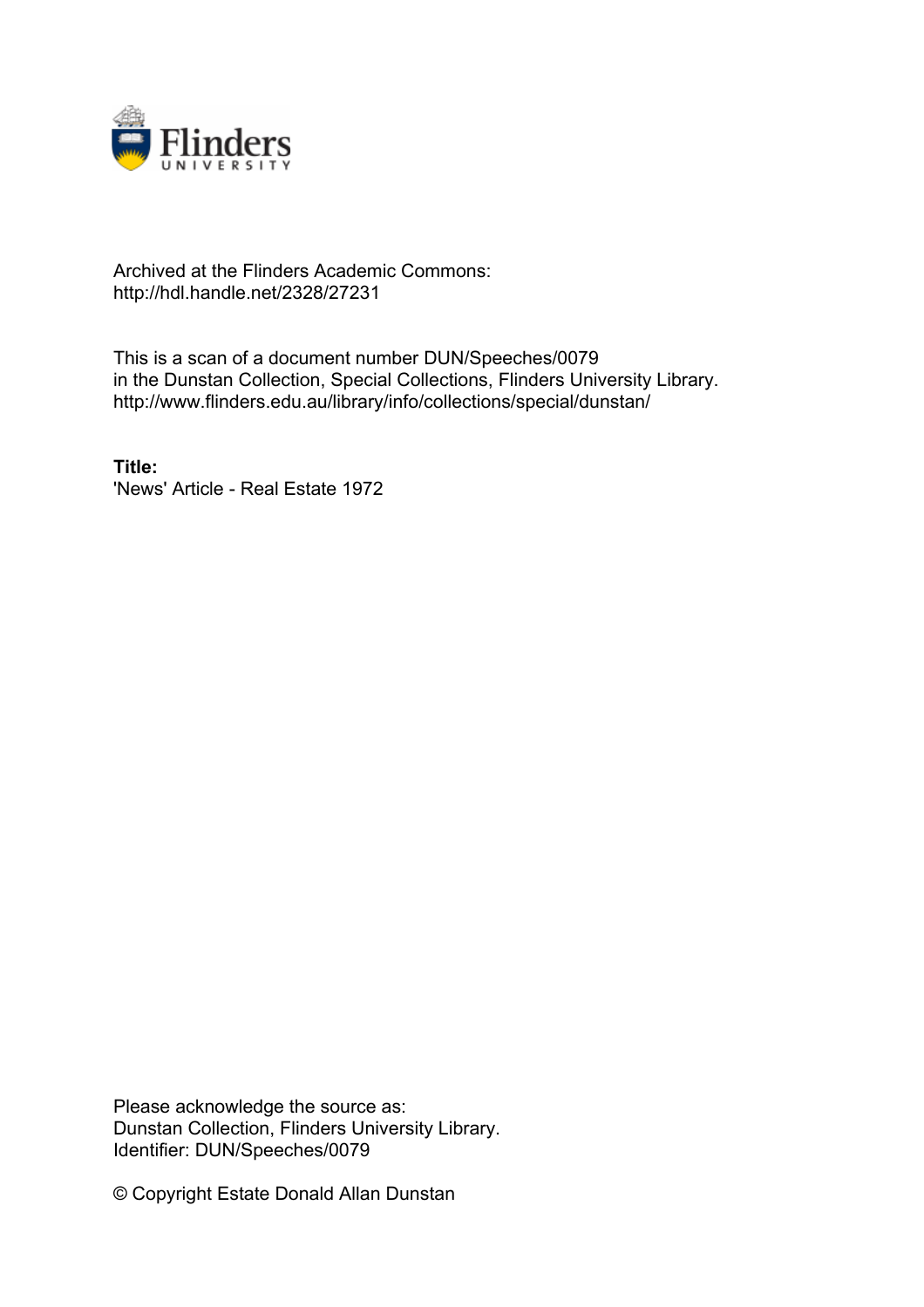Archived at the Flinders Academic Commons:
http://hdl.handle.net/2328/27231

This is a scan of a document number DUN/Speeches/0079
in the Dunstan Collection, Special Collections, Flinders University Library.
http://www.flinders.edu.au/library/info/collections/special/dunstan/

**Title:**
'News' Article - Real Estate 1972

Please acknowledge the source as:
Dunstan Collection, Flinders University Library.
Identifier: DUN/Speeches/0079

© Copyright Estate Donald Allan Dunstan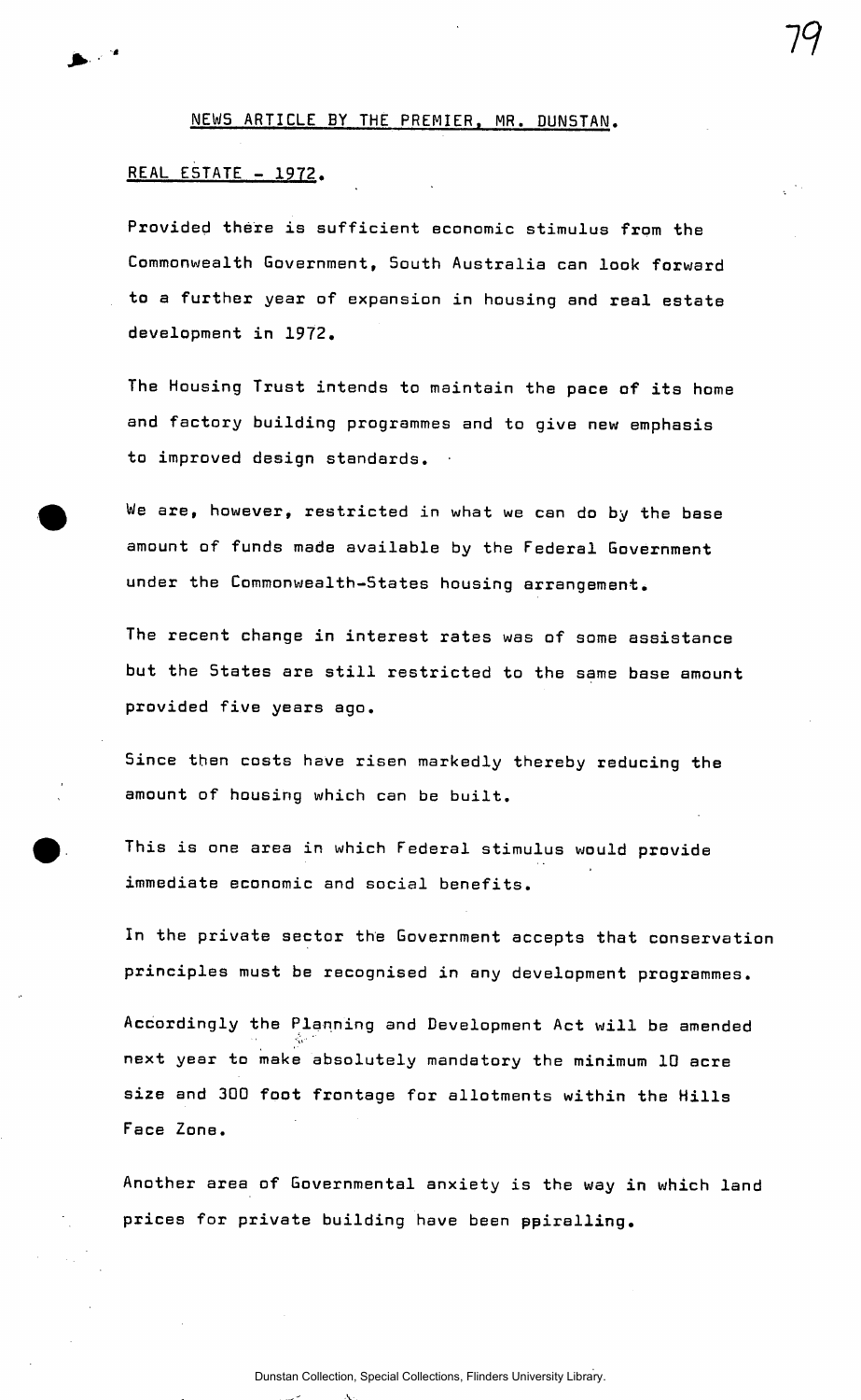NEWS ARTICLE BY THE PREMIER, MR. DUNSTAN.

REAL ESTATE - 1972.

Provided there is sufficient economic stimulus from the Commonwealth Government, South Australia can look forward to a further year of expansion in housing and real estate development in 1972.

The Housing Trust intends to maintain the pace of its home and factory building programmes and to give new emphasis to improved design standards.

We are, however, restricted in what we can do by the base amount of funds made available by the Federal Government under the Commonwealth-States housing arrangement.

The recent change in interest rates was of some assistance but the States are still restricted to the same base amount provided five years ago.

Since then costs have risen markedly thereby reducing the amount of housing which can be built.

This is one area in which Federal stimulus would provide immediate economic and social benefits.

In the private sector the Government accepts that conservation principles must be recognised in any development programmes.

Accordingly the Planning and Development Act will be amended next year to make absolutely mandatory the minimum 10 acre size and 300 foot frontage for allotments within the Hills Face Zone.

Another area of Governmental anxiety is the way in which land prices for private building have been spiralling.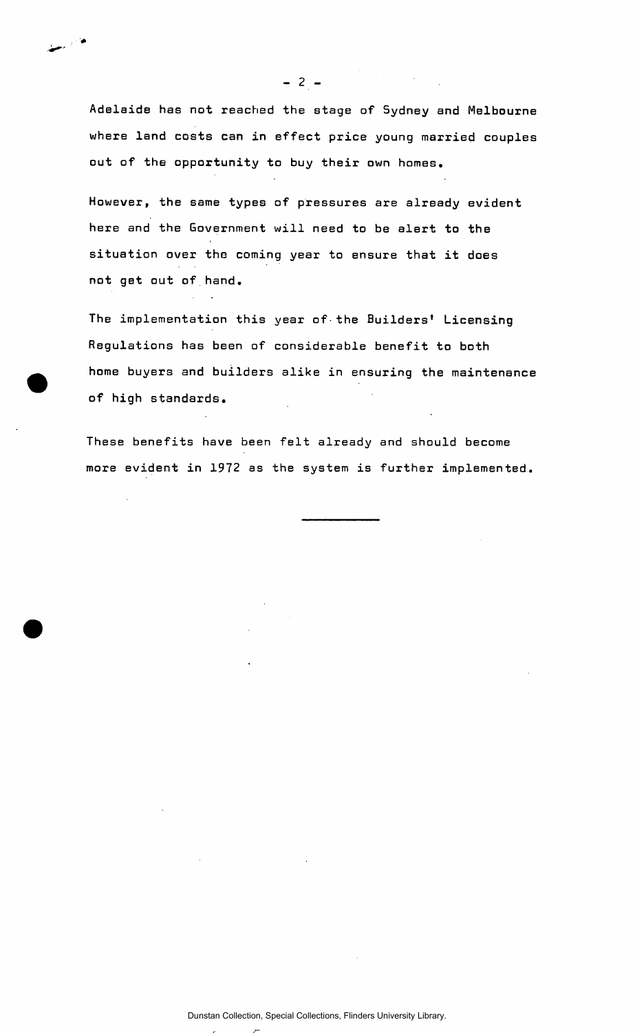Adelaide has not reached the stage of Sydney and Melbourne where land costs can in effect price young married couples out of the opportunity to buy their own homes.

However, the same types of pressures are already evident here and the Government will need to be alert to the situation over the coming year to ensure that it does not get out of hand.

The implementation this year of the Builders' Licensing Regulations has been of considerable benefit to both home buyers and builders alike in ensuring the maintenance of high standards.

These benefits have been felt already and should become more evident in 1972 as the system is further implemented.

---

Dunstan Collection, Special Collections, Flinders University Library.